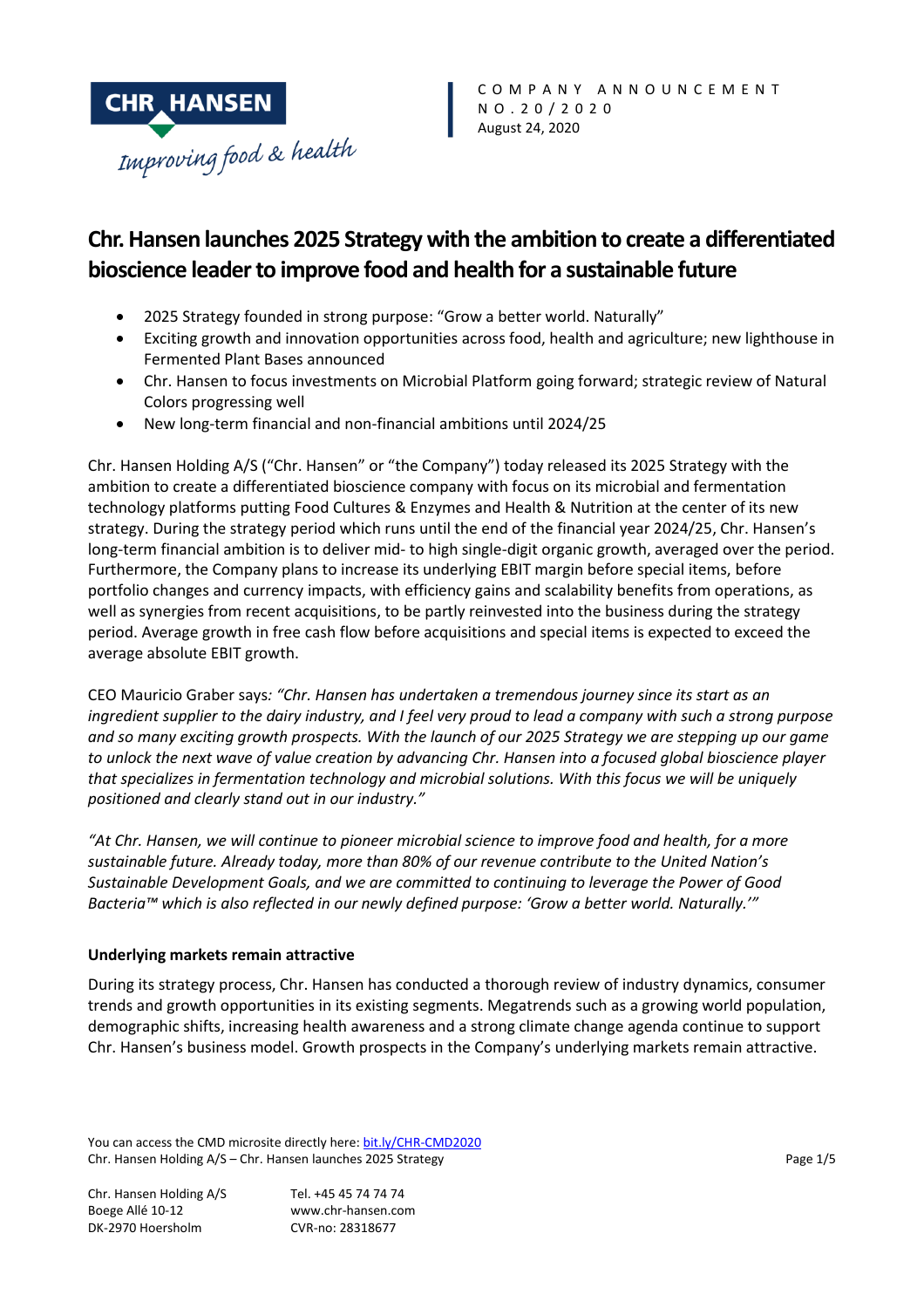COMPANY ANNOUNCEMENT
NO.20/2020
August 24, 2020

# Chr. Hansen launches 2025 Strategy with the ambition to create a differentiated bioscience leader to improve food and health for a sustainable future

- 2025 Strategy founded in strong purpose: "Grow a better world. Naturally"
- Exciting growth and innovation opportunities across food, health and agriculture; new lighthouse in Fermented Plant Bases announced
- Chr. Hansen to focus investments on Microbial Platform going forward; strategic review of Natural Colors progressing well
- New long-term financial and non-financial ambitions until 2024/25

Chr. Hansen Holding A/S ("Chr. Hansen" or "the Company") today released its 2025 Strategy with the ambition to create a differentiated bioscience company with focus on its microbial and fermentation technology platforms putting Food Cultures & Enzymes and Health & Nutrition at the center of its new strategy. During the strategy period which runs until the end of the financial year 2024/25, Chr. Hansen's long-term financial ambition is to deliver mid- to high single-digit organic growth, averaged over the period. Furthermore, the Company plans to increase its underlying EBIT margin before special items, before portfolio changes and currency impacts, with efficiency gains and scalability benefits from operations, as well as synergies from recent acquisitions, to be partly reinvested into the business during the strategy period. Average growth in free cash flow before acquisitions and special items is expected to exceed the average absolute EBIT growth.

CEO Mauricio Graber says: *"Chr. Hansen has undertaken a tremendous journey since its start as an ingredient supplier to the dairy industry, and I feel very proud to lead a company with such a strong purpose and so many exciting growth prospects. With the launch of our 2025 Strategy we are stepping up our game to unlock the next wave of value creation by advancing Chr. Hansen into a focused global bioscience player that specializes in fermentation technology and microbial solutions. With this focus we will be uniquely positioned and clearly stand out in our industry."*

*"At Chr. Hansen, we will continue to pioneer microbial science to improve food and health, for a more sustainable future. Already today, more than 80% of our revenue contribute to the United Nation's Sustainable Development Goals, and we are committed to continuing to leverage the Power of Good Bacteria™ which is also reflected in our newly defined purpose: 'Grow a better world. Naturally.'"*

**Underlying markets remain attractive**

During its strategy process, Chr. Hansen has conducted a thorough review of industry dynamics, consumer trends and growth opportunities in its existing segments. Megatrends such as a growing world population, demographic shifts, increasing health awareness and a strong climate change agenda continue to support Chr. Hansen's business model. Growth prospects in the Company's underlying markets remain attractive.

You can access the CMD microsite directly here: bit.ly/CHR-CMD2020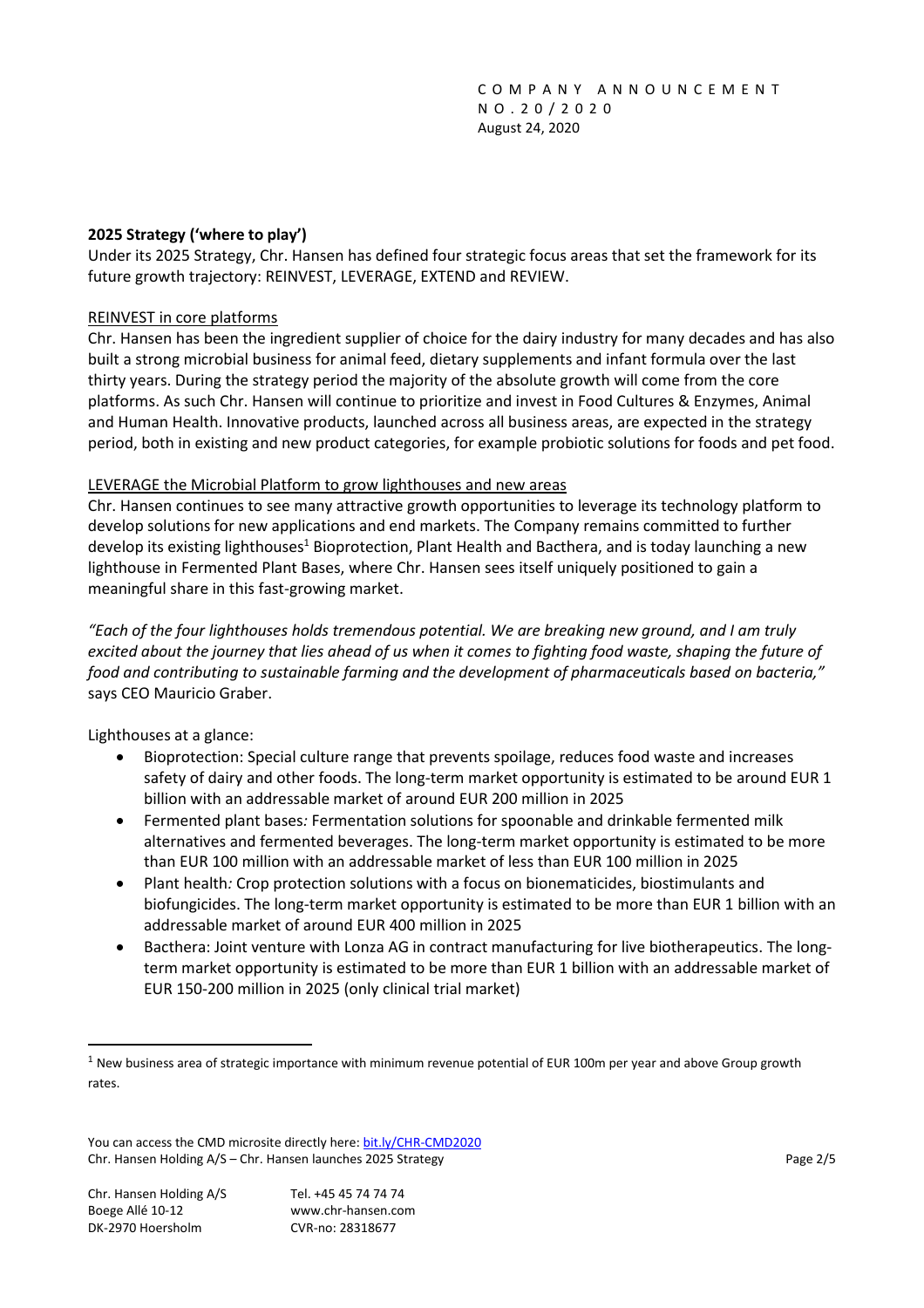COMPANY ANNOUNCEMENT
NO.20/2020
August 24, 2020

**2025 Strategy ('where to play')**

Under its 2025 Strategy, Chr. Hansen has defined four strategic focus areas that set the framework for its future growth trajectory: REINVEST, LEVERAGE, EXTEND and REVIEW.

REINVEST in core platforms

Chr. Hansen has been the ingredient supplier of choice for the dairy industry for many decades and has also built a strong microbial business for animal feed, dietary supplements and infant formula over the last thirty years. During the strategy period the majority of the absolute growth will come from the core platforms. As such Chr. Hansen will continue to prioritize and invest in Food Cultures & Enzymes, Animal and Human Health. Innovative products, launched across all business areas, are expected in the strategy period, both in existing and new product categories, for example probiotic solutions for foods and pet food.

LEVERAGE the Microbial Platform to grow lighthouses and new areas

Chr. Hansen continues to see many attractive growth opportunities to leverage its technology platform to develop solutions for new applications and end markets. The Company remains committed to further develop its existing lighthouses[1] Bioprotection, Plant Health and Bacthera, and is today launching a new lighthouse in Fermented Plant Bases, where Chr. Hansen sees itself uniquely positioned to gain a meaningful share in this fast-growing market.

*"Each of the four lighthouses holds tremendous potential. We are breaking new ground, and I am truly excited about the journey that lies ahead of us when it comes to fighting food waste, shaping the future of food and contributing to sustainable farming and the development of pharmaceuticals based on bacteria,"* says CEO Mauricio Graber.

Lighthouses at a glance:

- Bioprotection: Special culture range that prevents spoilage, reduces food waste and increases safety of dairy and other foods. The long-term market opportunity is estimated to be around EUR 1 billion with an addressable market of around EUR 200 million in 2025
- Fermented plant bases*:* Fermentation solutions for spoonable and drinkable fermented milk alternatives and fermented beverages. The long-term market opportunity is estimated to be more than EUR 100 million with an addressable market of less than EUR 100 million in 2025
- Plant health*:* Crop protection solutions with a focus on bionematicides, biostimulants and biofungicides. The long-term market opportunity is estimated to be more than EUR 1 billion with an addressable market of around EUR 400 million in 2025
- Bacthera: Joint venture with Lonza AG in contract manufacturing for live biotherapeutics. The long-term market opportunity is estimated to be more than EUR 1 billion with an addressable market of EUR 150-200 million in 2025 (only clinical trial market)

[1] New business area of strategic importance with minimum revenue potential of EUR 100m per year and above Group growth rates.

You can access the CMD microsite directly here: [bit.ly/CHR-CMD2020](bit.ly/CHR-CMD2020)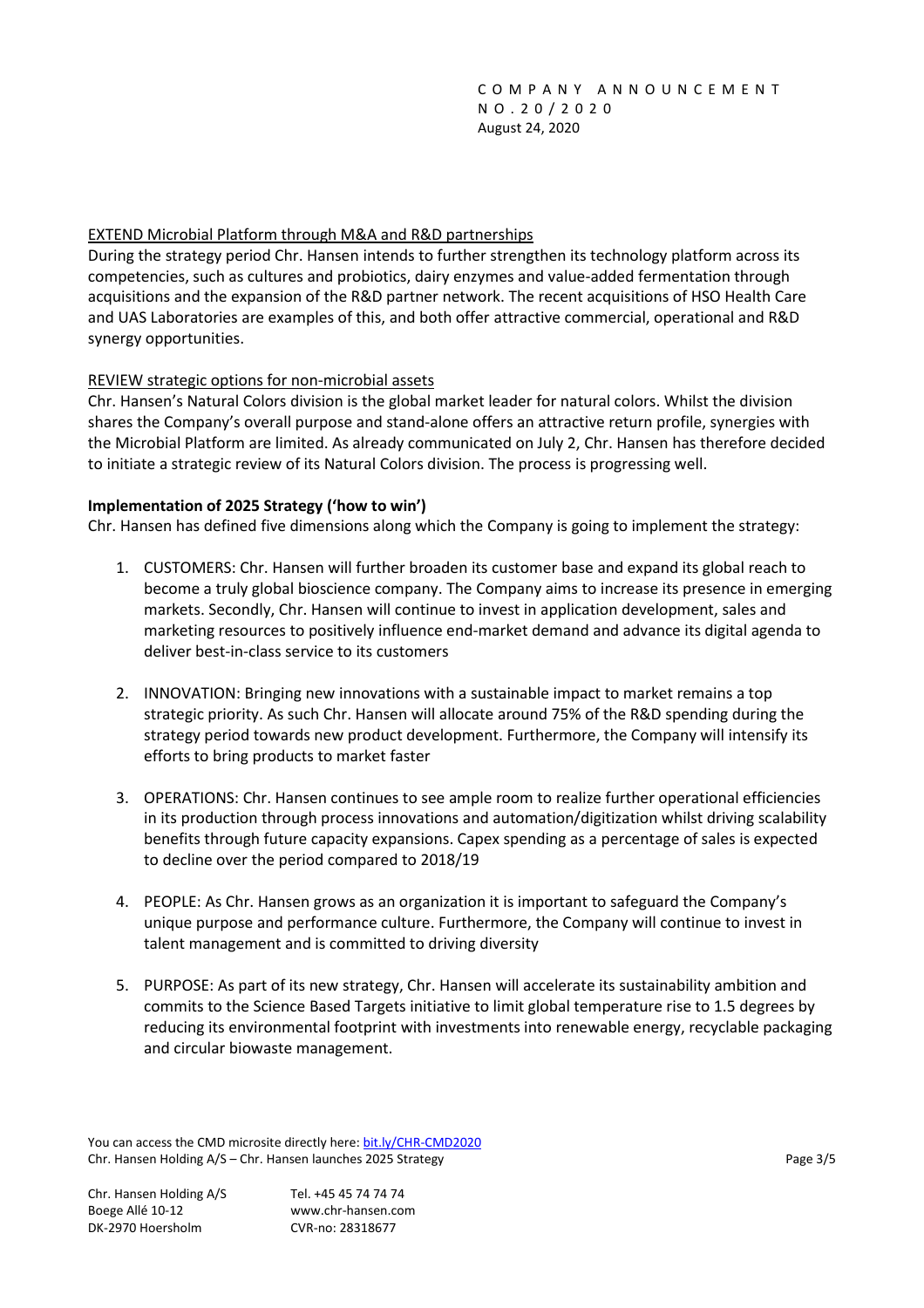EXTEND Microbial Platform through M&A and R&D partnerships

During the strategy period Chr. Hansen intends to further strengthen its technology platform across its competencies, such as cultures and probiotics, dairy enzymes and value-added fermentation through acquisitions and the expansion of the R&D partner network. The recent acquisitions of HSO Health Care and UAS Laboratories are examples of this, and both offer attractive commercial, operational and R&D synergy opportunities.

REVIEW strategic options for non-microbial assets

Chr. Hansen's Natural Colors division is the global market leader for natural colors. Whilst the division shares the Company's overall purpose and stand-alone offers an attractive return profile, synergies with the Microbial Platform are limited. As already communicated on July 2, Chr. Hansen has therefore decided to initiate a strategic review of its Natural Colors division. The process is progressing well.

**Implementation of 2025 Strategy ('how to win')**

Chr. Hansen has defined five dimensions along which the Company is going to implement the strategy:

1. CUSTOMERS: Chr. Hansen will further broaden its customer base and expand its global reach to become a truly global bioscience company. The Company aims to increase its presence in emerging markets. Secondly, Chr. Hansen will continue to invest in application development, sales and marketing resources to positively influence end-market demand and advance its digital agenda to deliver best-in-class service to its customers

2. INNOVATION: Bringing new innovations with a sustainable impact to market remains a top strategic priority. As such Chr. Hansen will allocate around 75% of the R&D spending during the strategy period towards new product development. Furthermore, the Company will intensify its efforts to bring products to market faster

3. OPERATIONS: Chr. Hansen continues to see ample room to realize further operational efficiencies in its production through process innovations and automation/digitization whilst driving scalability benefits through future capacity expansions. Capex spending as a percentage of sales is expected to decline over the period compared to 2018/19

4. PEOPLE: As Chr. Hansen grows as an organization it is important to safeguard the Company's unique purpose and performance culture. Furthermore, the Company will continue to invest in talent management and is committed to driving diversity

5. PURPOSE: As part of its new strategy, Chr. Hansen will accelerate its sustainability ambition and commits to the Science Based Targets initiative to limit global temperature rise to 1.5 degrees by reducing its environmental footprint with investments into renewable energy, recyclable packaging and circular biowaste management.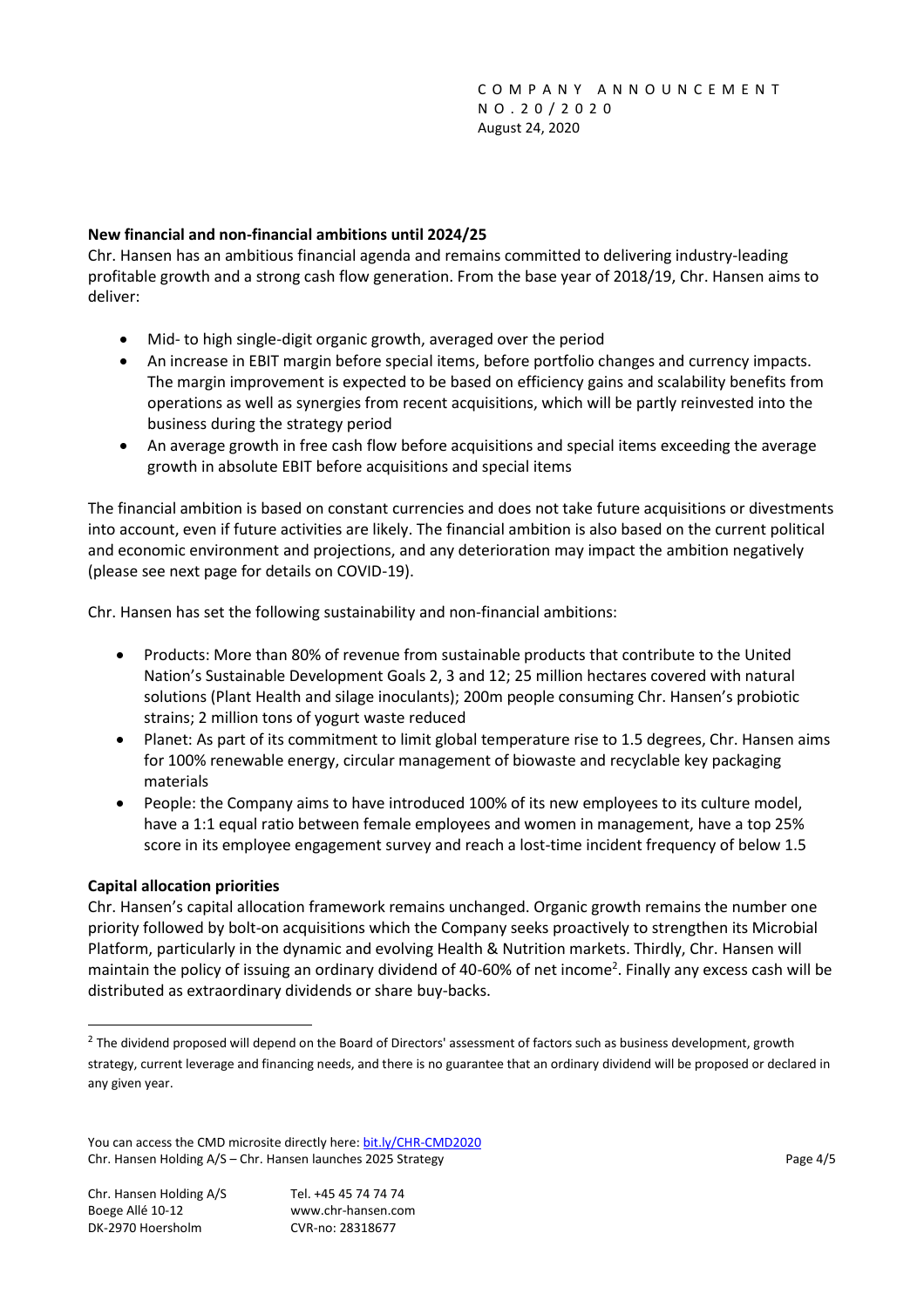**New financial and non-financial ambitions until 2024/25**

Chr. Hansen has an ambitious financial agenda and remains committed to delivering industry-leading profitable growth and a strong cash flow generation. From the base year of 2018/19, Chr. Hansen aims to deliver:

- Mid- to high single-digit organic growth, averaged over the period
- An increase in EBIT margin before special items, before portfolio changes and currency impacts. The margin improvement is expected to be based on efficiency gains and scalability benefits from operations as well as synergies from recent acquisitions, which will be partly reinvested into the business during the strategy period
- An average growth in free cash flow before acquisitions and special items exceeding the average growth in absolute EBIT before acquisitions and special items

The financial ambition is based on constant currencies and does not take future acquisitions or divestments into account, even if future activities are likely. The financial ambition is also based on the current political and economic environment and projections, and any deterioration may impact the ambition negatively (please see next page for details on COVID-19).

Chr. Hansen has set the following sustainability and non-financial ambitions:

- Products: More than 80% of revenue from sustainable products that contribute to the United Nation's Sustainable Development Goals 2, 3 and 12; 25 million hectares covered with natural solutions (Plant Health and silage inoculants); 200m people consuming Chr. Hansen's probiotic strains; 2 million tons of yogurt waste reduced
- Planet: As part of its commitment to limit global temperature rise to 1.5 degrees, Chr. Hansen aims for 100% renewable energy, circular management of biowaste and recyclable key packaging materials
- People: the Company aims to have introduced 100% of its new employees to its culture model, have a 1:1 equal ratio between female employees and women in management, have a top 25% score in its employee engagement survey and reach a lost-time incident frequency of below 1.5

**Capital allocation priorities**

Chr. Hansen's capital allocation framework remains unchanged. Organic growth remains the number one priority followed by bolt-on acquisitions which the Company seeks proactively to strengthen its Microbial Platform, particularly in the dynamic and evolving Health & Nutrition markets. Thirdly, Chr. Hansen will maintain the policy of issuing an ordinary dividend of 40-60% of net income[2]. Finally any excess cash will be distributed as extraordinary dividends or share buy-backs.

[2] The dividend proposed will depend on the Board of Directors' assessment of factors such as business development, growth strategy, current leverage and financing needs, and there is no guarantee that an ordinary dividend will be proposed or declared in any given year.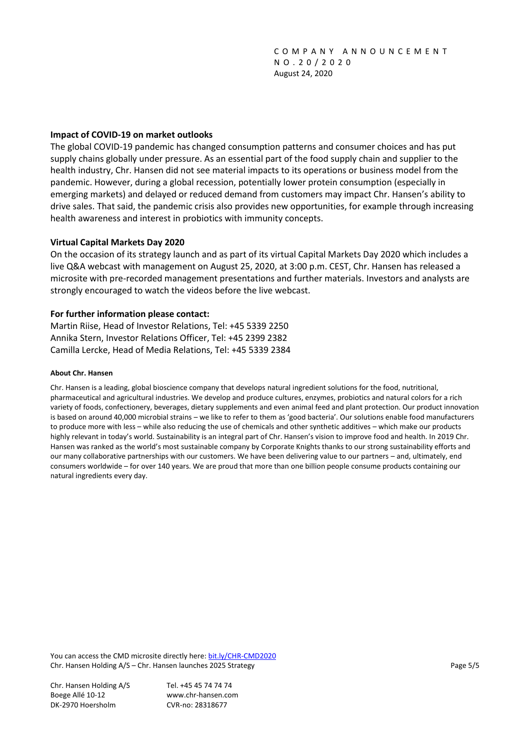COMPANY ANNOUNCEMENT
NO.20/2020
August 24, 2020

**Impact of COVID-19 on market outlooks**

The global COVID-19 pandemic has changed consumption patterns and consumer choices and has put supply chains globally under pressure. As an essential part of the food supply chain and supplier to the health industry, Chr. Hansen did not see material impacts to its operations or business model from the pandemic. However, during a global recession, potentially lower protein consumption (especially in emerging markets) and delayed or reduced demand from customers may impact Chr. Hansen's ability to drive sales. That said, the pandemic crisis also provides new opportunities, for example through increasing health awareness and interest in probiotics with immunity concepts.

**Virtual Capital Markets Day 2020**

On the occasion of its strategy launch and as part of its virtual Capital Markets Day 2020 which includes a live Q&A webcast with management on August 25, 2020, at 3:00 p.m. CEST, Chr. Hansen has released a microsite with pre-recorded management presentations and further materials. Investors and analysts are strongly encouraged to watch the videos before the live webcast.

**For further information please contact:**

Martin Riise, Head of Investor Relations, Tel: +45 5339 2250
Annika Stern, Investor Relations Officer, Tel: +45 2399 2382
Camilla Lercke, Head of Media Relations, Tel: +45 5339 2384

**About Chr. Hansen**

Chr. Hansen is a leading, global bioscience company that develops natural ingredient solutions for the food, nutritional, pharmaceutical and agricultural industries. We develop and produce cultures, enzymes, probiotics and natural colors for a rich variety of foods, confectionery, beverages, dietary supplements and even animal feed and plant protection. Our product innovation is based on around 40,000 microbial strains – we like to refer to them as 'good bacteria'. Our solutions enable food manufacturers to produce more with less – while also reducing the use of chemicals and other synthetic additives – which make our products highly relevant in today's world. Sustainability is an integral part of Chr. Hansen's vision to improve food and health. In 2019 Chr. Hansen was ranked as the world's most sustainable company by Corporate Knights thanks to our strong sustainability efforts and our many collaborative partnerships with our customers. We have been delivering value to our partners – and, ultimately, end consumers worldwide – for over 140 years. We are proud that more than one billion people consume products containing our natural ingredients every day.

You can access the CMD microsite directly here: [bit.ly/CHR-CMD2020](bit.ly/CHR-CMD2020)

Chr. Hansen Holding A/S – Chr. Hansen launches 2025 Strategy

Chr. Hansen Holding A/S
Boege Allé 10-12
DK-2970 Hoersholm

Tel. +45 45 74 74 74
www.chr-hansen.com
CVR-no: 28318677